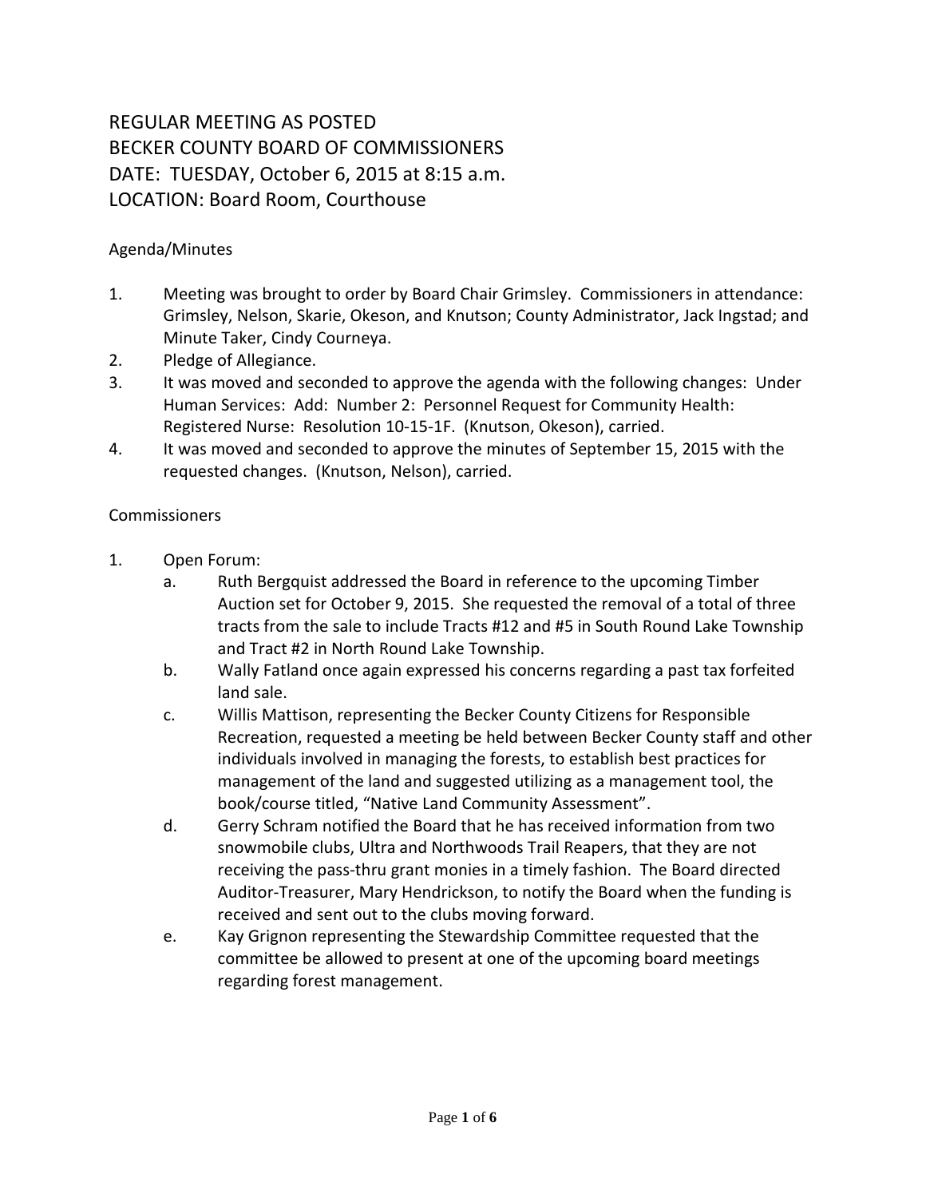# REGULAR MEETING AS POSTED
# BECKER COUNTY BOARD OF COMMISSIONERS
# DATE: TUESDAY, October 6, 2015 at 8:15 a.m.
# LOCATION: Board Room, Courthouse

## Agenda/Minutes

1. Meeting was brought to order by Board Chair Grimsley. Commissioners in attendance: Grimsley, Nelson, Skarie, Okeson, and Knutson; County Administrator, Jack Ingstad; and Minute Taker, Cindy Courneya.
2. Pledge of Allegiance.
3. It was moved and seconded to approve the agenda with the following changes: Under Human Services: Add: Number 2: Personnel Request for Community Health: Registered Nurse: Resolution 10-15-1F. (Knutson, Okeson), carried.
4. It was moved and seconded to approve the minutes of September 15, 2015 with the requested changes. (Knutson, Nelson), carried.

## Commissioners

1. Open Forum:
   a. Ruth Bergquist addressed the Board in reference to the upcoming Timber Auction set for October 9, 2015. She requested the removal of a total of three tracts from the sale to include Tracts #12 and #5 in South Round Lake Township and Tract #2 in North Round Lake Township.
   b. Wally Fatland once again expressed his concerns regarding a past tax forfeited land sale.
   c. Willis Mattison, representing the Becker County Citizens for Responsible Recreation, requested a meeting be held between Becker County staff and other individuals involved in managing the forests, to establish best practices for management of the land and suggested utilizing as a management tool, the book/course titled, "Native Land Community Assessment".
   d. Gerry Schram notified the Board that he has received information from two snowmobile clubs, Ultra and Northwoods Trail Reapers, that they are not receiving the pass-thru grant monies in a timely fashion. The Board directed Auditor-Treasurer, Mary Hendrickson, to notify the Board when the funding is received and sent out to the clubs moving forward.
   e. Kay Grignon representing the Stewardship Committee requested that the committee be allowed to present at one of the upcoming board meetings regarding forest management.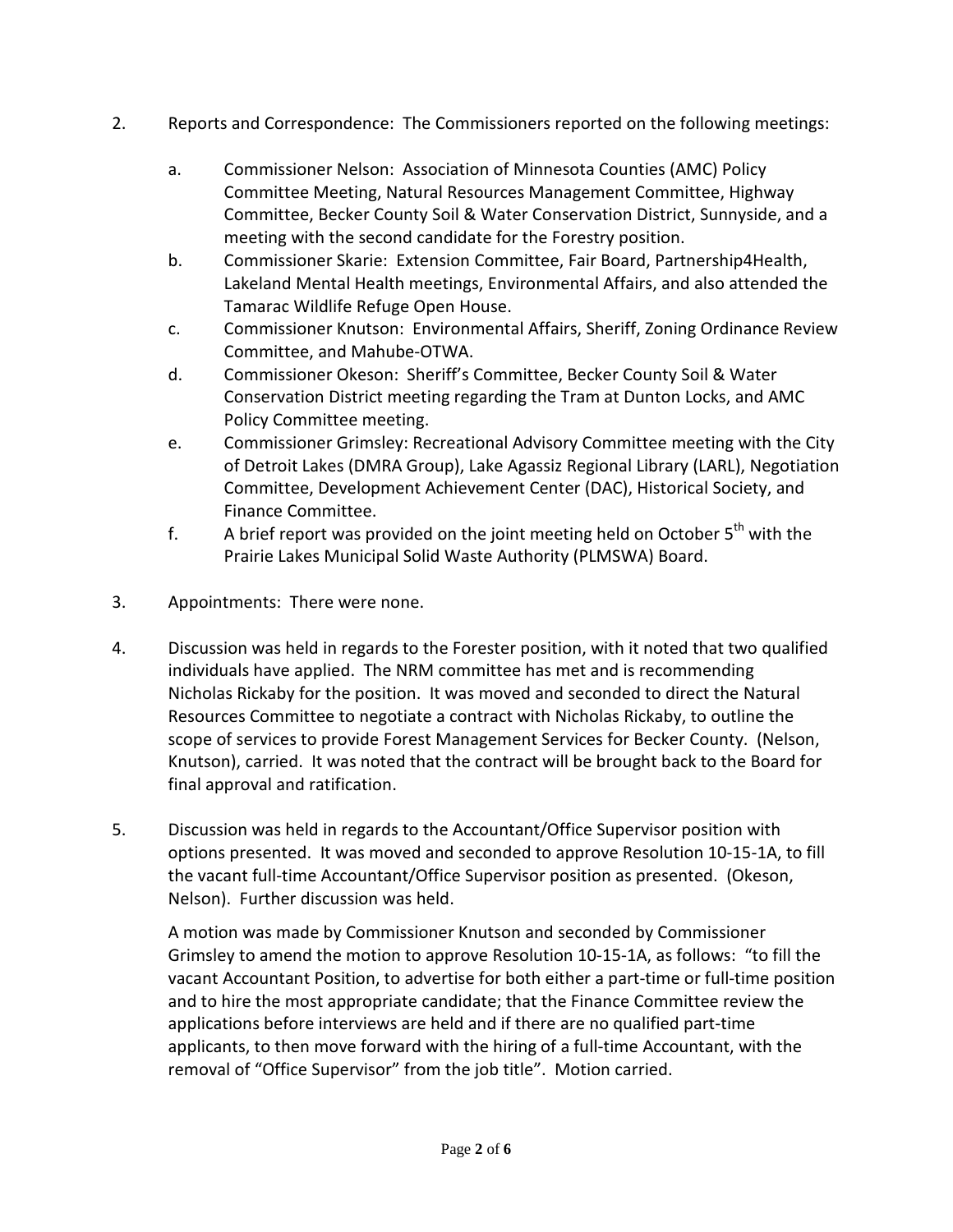2. Reports and Correspondence: The Commissioners reported on the following meetings:

   a. Commissioner Nelson: Association of Minnesota Counties (AMC) Policy Committee Meeting, Natural Resources Management Committee, Highway Committee, Becker County Soil & Water Conservation District, Sunnyside, and a meeting with the second candidate for the Forestry position.

   b. Commissioner Skarie: Extension Committee, Fair Board, Partnership4Health, Lakeland Mental Health meetings, Environmental Affairs, and also attended the Tamarac Wildlife Refuge Open House.

   c. Commissioner Knutson: Environmental Affairs, Sheriff, Zoning Ordinance Review Committee, and Mahube-OTWA.

   d. Commissioner Okeson: Sheriff's Committee, Becker County Soil & Water Conservation District meeting regarding the Tram at Dunton Locks, and AMC Policy Committee meeting.

   e. Commissioner Grimsley: Recreational Advisory Committee meeting with the City of Detroit Lakes (DMRA Group), Lake Agassiz Regional Library (LARL), Negotiation Committee, Development Achievement Center (DAC), Historical Society, and Finance Committee.

   f. A brief report was provided on the joint meeting held on October 5th with the Prairie Lakes Municipal Solid Waste Authority (PLMSWA) Board.

3. Appointments: There were none.

4. Discussion was held in regards to the Forester position, with it noted that two qualified individuals have applied. The NRM committee has met and is recommending Nicholas Rickaby for the position. It was moved and seconded to direct the Natural Resources Committee to negotiate a contract with Nicholas Rickaby, to outline the scope of services to provide Forest Management Services for Becker County. (Nelson, Knutson), carried. It was noted that the contract will be brought back to the Board for final approval and ratification.

5. Discussion was held in regards to the Accountant/Office Supervisor position with options presented. It was moved and seconded to approve Resolution 10-15-1A, to fill the vacant full-time Accountant/Office Supervisor position as presented. (Okeson, Nelson). Further discussion was held.

   A motion was made by Commissioner Knutson and seconded by Commissioner Grimsley to amend the motion to approve Resolution 10-15-1A, as follows: "to fill the vacant Accountant Position, to advertise for both either a part-time or full-time position and to hire the most appropriate candidate; that the Finance Committee review the applications before interviews are held and if there are no qualified part-time applicants, to then move forward with the hiring of a full-time Accountant, with the removal of "Office Supervisor" from the job title". Motion carried.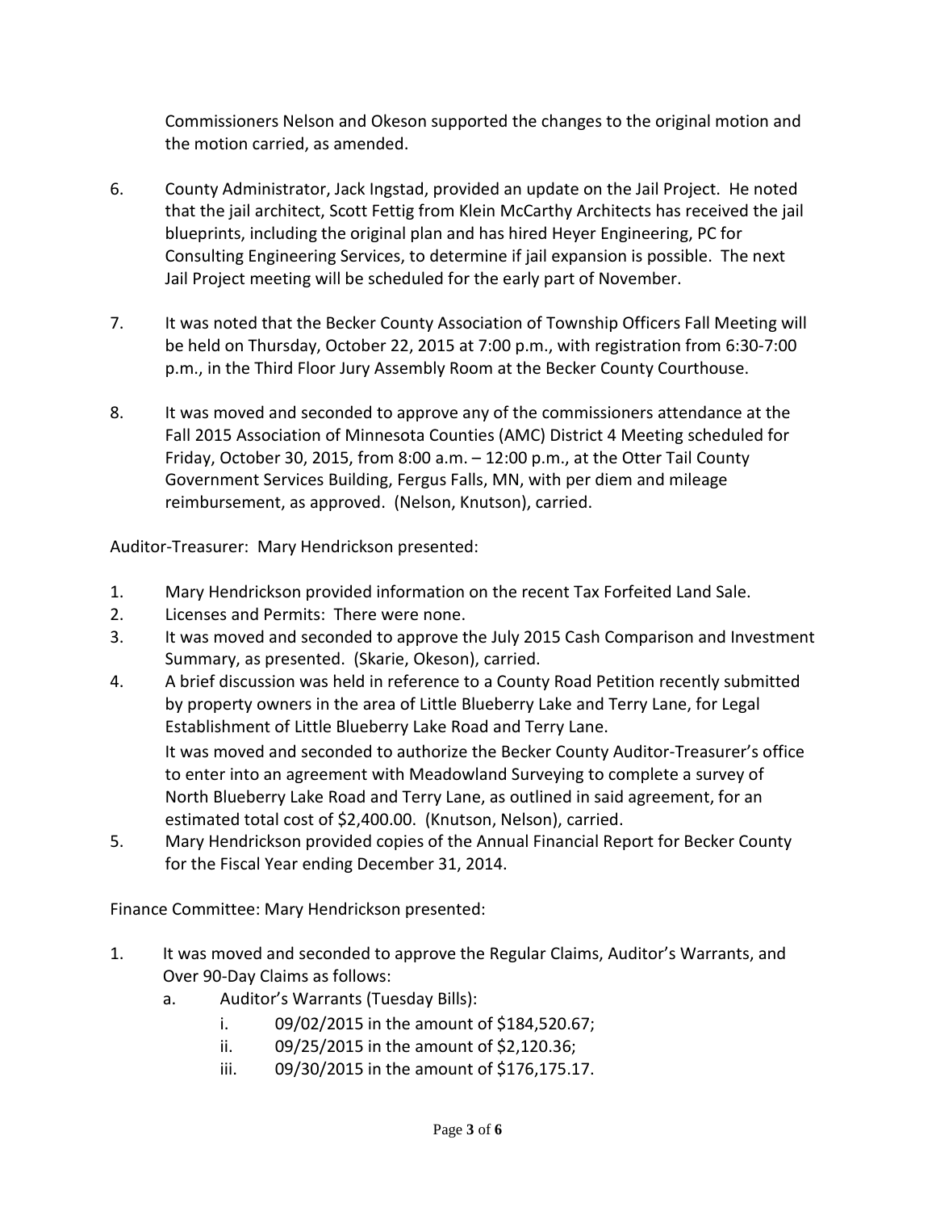Commissioners Nelson and Okeson supported the changes to the original motion and the motion carried, as amended.

6. County Administrator, Jack Ingstad, provided an update on the Jail Project. He noted that the jail architect, Scott Fettig from Klein McCarthy Architects has received the jail blueprints, including the original plan and has hired Heyer Engineering, PC for Consulting Engineering Services, to determine if jail expansion is possible. The next Jail Project meeting will be scheduled for the early part of November.

7. It was noted that the Becker County Association of Township Officers Fall Meeting will be held on Thursday, October 22, 2015 at 7:00 p.m., with registration from 6:30-7:00 p.m., in the Third Floor Jury Assembly Room at the Becker County Courthouse.

8. It was moved and seconded to approve any of the commissioners attendance at the Fall 2015 Association of Minnesota Counties (AMC) District 4 Meeting scheduled for Friday, October 30, 2015, from 8:00 a.m. – 12:00 p.m., at the Otter Tail County Government Services Building, Fergus Falls, MN, with per diem and mileage reimbursement, as approved. (Nelson, Knutson), carried.

Auditor-Treasurer: Mary Hendrickson presented:

1. Mary Hendrickson provided information on the recent Tax Forfeited Land Sale.
2. Licenses and Permits: There were none.
3. It was moved and seconded to approve the July 2015 Cash Comparison and Investment Summary, as presented. (Skarie, Okeson), carried.
4. A brief discussion was held in reference to a County Road Petition recently submitted by property owners in the area of Little Blueberry Lake and Terry Lane, for Legal Establishment of Little Blueberry Lake Road and Terry Lane.

   It was moved and seconded to authorize the Becker County Auditor-Treasurer's office to enter into an agreement with Meadowland Surveying to complete a survey of North Blueberry Lake Road and Terry Lane, as outlined in said agreement, for an estimated total cost of $2,400.00. (Knutson, Nelson), carried.
5. Mary Hendrickson provided copies of the Annual Financial Report for Becker County for the Fiscal Year ending December 31, 2014.

Finance Committee: Mary Hendrickson presented:

1. It was moved and seconded to approve the Regular Claims, Auditor's Warrants, and Over 90-Day Claims as follows:
   a. Auditor's Warrants (Tuesday Bills):
      i. 09/02/2015 in the amount of $184,520.67;
      ii. 09/25/2015 in the amount of $2,120.36;
      iii. 09/30/2015 in the amount of $176,175.17.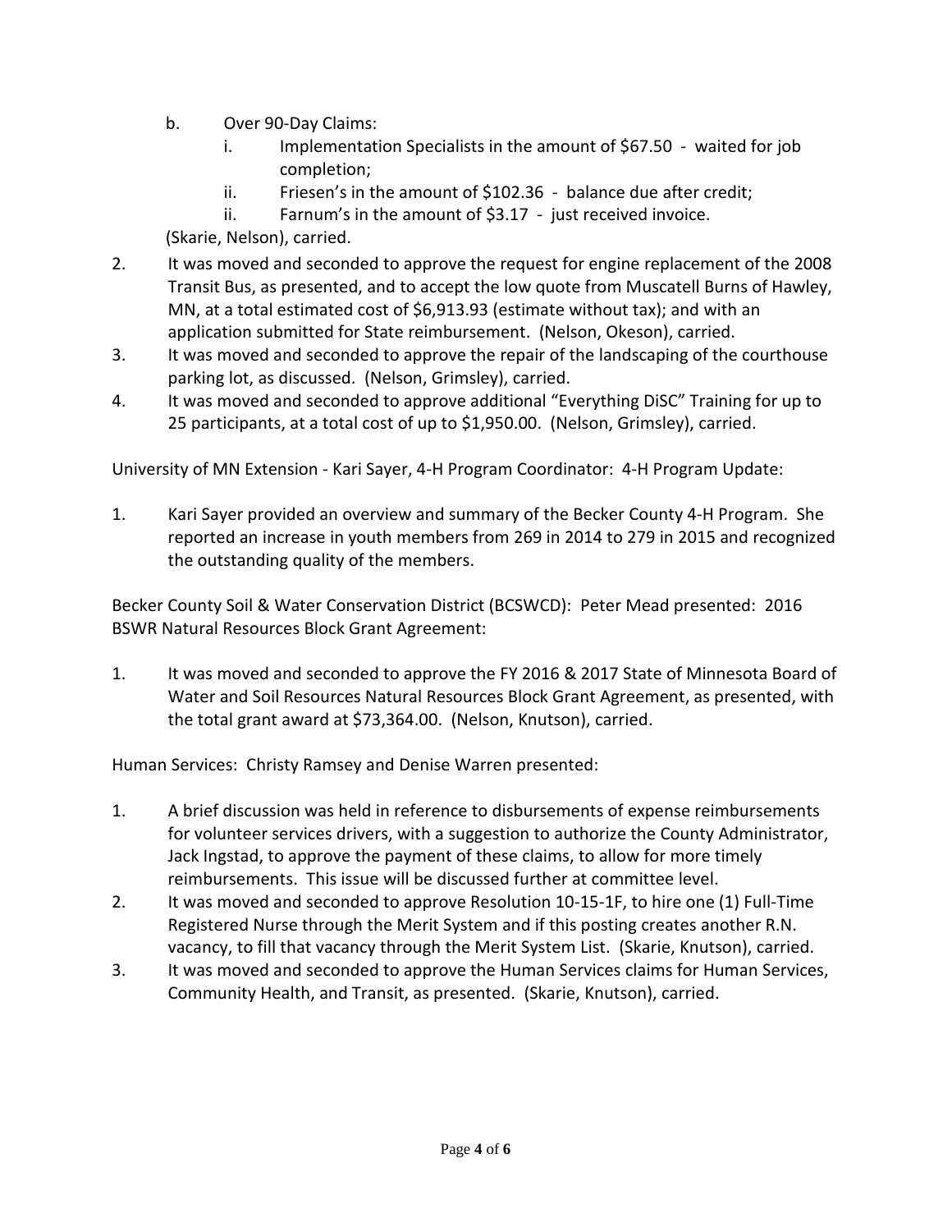b. Over 90-Day Claims:
    i. Implementation Specialists in the amount of $67.50 - waited for job completion;
    ii. Friesen's in the amount of $102.36 - balance due after credit;
    ii. Farnum's in the amount of $3.17 - just received invoice.

(Skarie, Nelson), carried.

2. It was moved and seconded to approve the request for engine replacement of the 2008 Transit Bus, as presented, and to accept the low quote from Muscatell Burns of Hawley, MN, at a total estimated cost of $6,913.93 (estimate without tax); and with an application submitted for State reimbursement. (Nelson, Okeson), carried.
3. It was moved and seconded to approve the repair of the landscaping of the courthouse parking lot, as discussed. (Nelson, Grimsley), carried.
4. It was moved and seconded to approve additional "Everything DiSC" Training for up to 25 participants, at a total cost of up to $1,950.00. (Nelson, Grimsley), carried.

University of MN Extension - Kari Sayer, 4-H Program Coordinator: 4-H Program Update:

1. Kari Sayer provided an overview and summary of the Becker County 4-H Program. She reported an increase in youth members from 269 in 2014 to 279 in 2015 and recognized the outstanding quality of the members.

Becker County Soil & Water Conservation District (BCSWCD): Peter Mead presented: 2016 BSWR Natural Resources Block Grant Agreement:

1. It was moved and seconded to approve the FY 2016 & 2017 State of Minnesota Board of Water and Soil Resources Natural Resources Block Grant Agreement, as presented, with the total grant award at $73,364.00. (Nelson, Knutson), carried.

Human Services: Christy Ramsey and Denise Warren presented:

1. A brief discussion was held in reference to disbursements of expense reimbursements for volunteer services drivers, with a suggestion to authorize the County Administrator, Jack Ingstad, to approve the payment of these claims, to allow for more timely reimbursements. This issue will be discussed further at committee level.
2. It was moved and seconded to approve Resolution 10-15-1F, to hire one (1) Full-Time Registered Nurse through the Merit System and if this posting creates another R.N. vacancy, to fill that vacancy through the Merit System List. (Skarie, Knutson), carried.
3. It was moved and seconded to approve the Human Services claims for Human Services, Community Health, and Transit, as presented. (Skarie, Knutson), carried.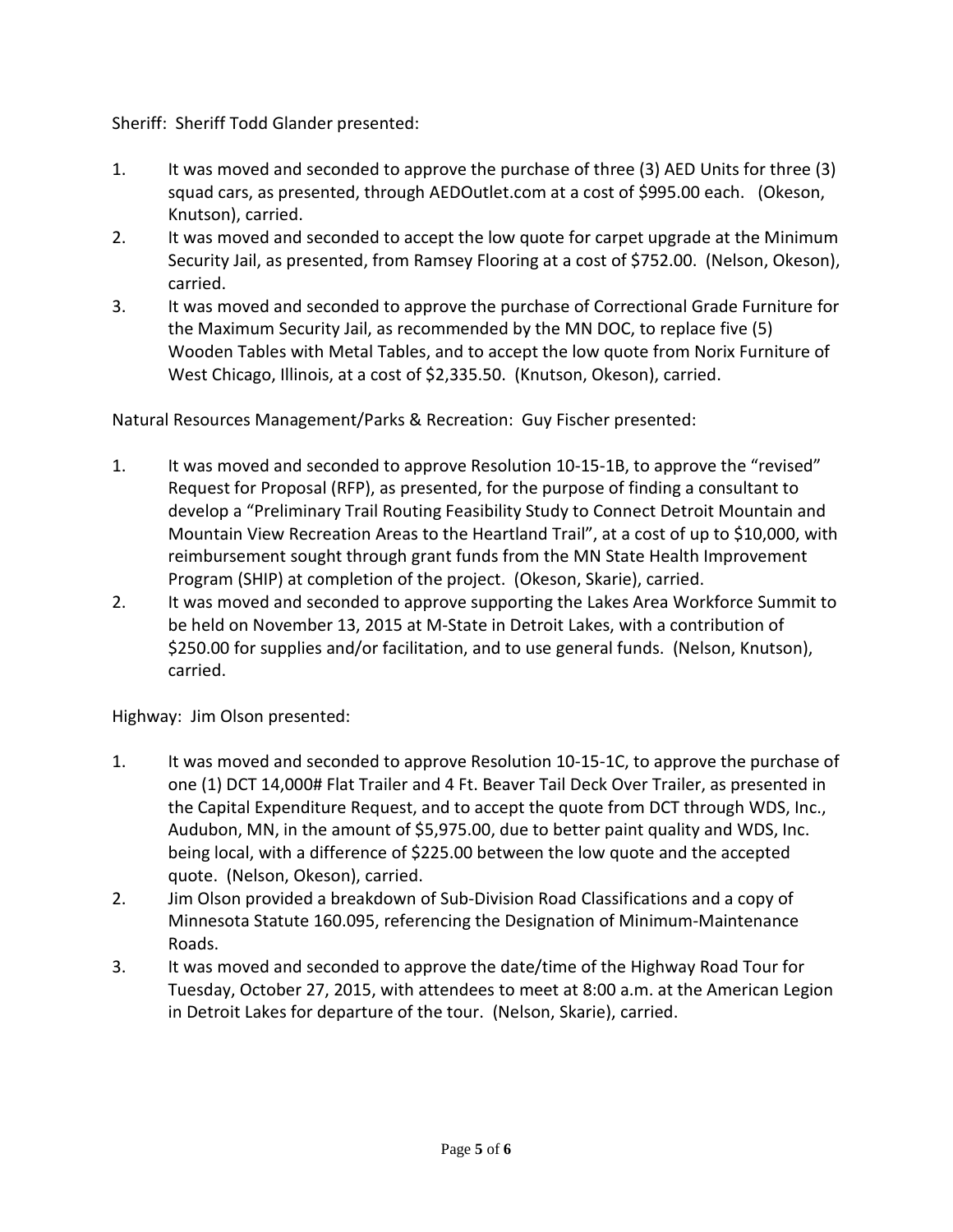Sheriff: Sheriff Todd Glander presented:

1. It was moved and seconded to approve the purchase of three (3) AED Units for three (3) squad cars, as presented, through AEDOutlet.com at a cost of $995.00 each. (Okeson, Knutson), carried.
2. It was moved and seconded to accept the low quote for carpet upgrade at the Minimum Security Jail, as presented, from Ramsey Flooring at a cost of $752.00. (Nelson, Okeson), carried.
3. It was moved and seconded to approve the purchase of Correctional Grade Furniture for the Maximum Security Jail, as recommended by the MN DOC, to replace five (5) Wooden Tables with Metal Tables, and to accept the low quote from Norix Furniture of West Chicago, Illinois, at a cost of $2,335.50. (Knutson, Okeson), carried.

Natural Resources Management/Parks & Recreation: Guy Fischer presented:

1. It was moved and seconded to approve Resolution 10-15-1B, to approve the "revised" Request for Proposal (RFP), as presented, for the purpose of finding a consultant to develop a "Preliminary Trail Routing Feasibility Study to Connect Detroit Mountain and Mountain View Recreation Areas to the Heartland Trail", at a cost of up to $10,000, with reimbursement sought through grant funds from the MN State Health Improvement Program (SHIP) at completion of the project. (Okeson, Skarie), carried.
2. It was moved and seconded to approve supporting the Lakes Area Workforce Summit to be held on November 13, 2015 at M-State in Detroit Lakes, with a contribution of $250.00 for supplies and/or facilitation, and to use general funds. (Nelson, Knutson), carried.

Highway: Jim Olson presented:

1. It was moved and seconded to approve Resolution 10-15-1C, to approve the purchase of one (1) DCT 14,000# Flat Trailer and 4 Ft. Beaver Tail Deck Over Trailer, as presented in the Capital Expenditure Request, and to accept the quote from DCT through WDS, Inc., Audubon, MN, in the amount of $5,975.00, due to better paint quality and WDS, Inc. being local, with a difference of $225.00 between the low quote and the accepted quote. (Nelson, Okeson), carried.
2. Jim Olson provided a breakdown of Sub-Division Road Classifications and a copy of Minnesota Statute 160.095, referencing the Designation of Minimum-Maintenance Roads.
3. It was moved and seconded to approve the date/time of the Highway Road Tour for Tuesday, October 27, 2015, with attendees to meet at 8:00 a.m. at the American Legion in Detroit Lakes for departure of the tour. (Nelson, Skarie), carried.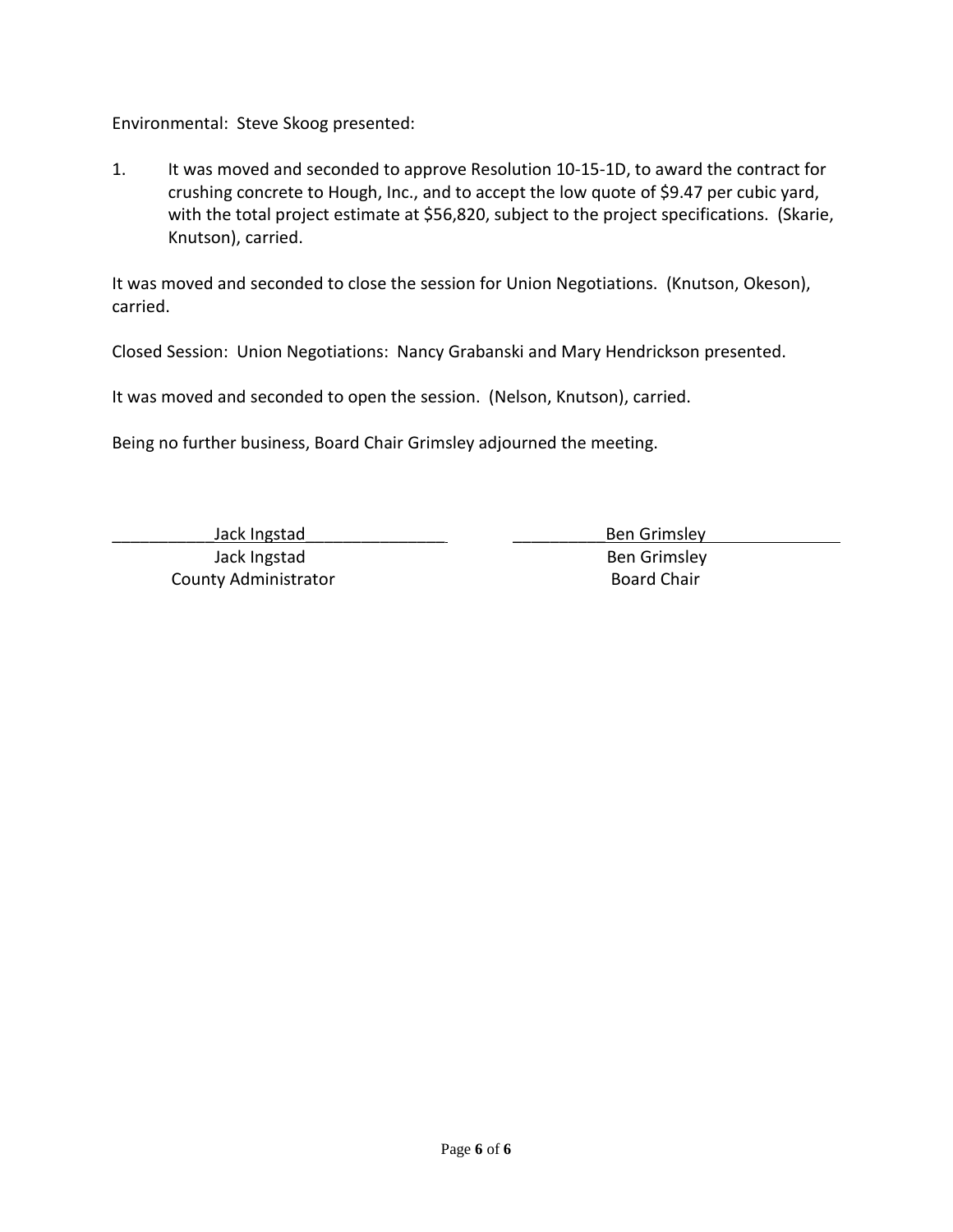Environmental: Steve Skoog presented:

1. It was moved and seconded to approve Resolution 10-15-1D, to award the contract for crushing concrete to Hough, Inc., and to accept the low quote of $9.47 per cubic yard, with the total project estimate at $56,820, subject to the project specifications. (Skarie, Knutson), carried.

It was moved and seconded to close the session for Union Negotiations. (Knutson, Okeson), carried.

Closed Session: Union Negotiations: Nancy Grabanski and Mary Hendrickson presented.

It was moved and seconded to open the session. (Nelson, Knutson), carried.

Being no further business, Board Chair Grimsley adjourned the meeting.

| | |
|---|---|
| ___________Jack Ingstad_______________ | __________Ben Grimsley_______________ |
| Jack Ingstad | Ben Grimsley |
| County Administrator | Board Chair |